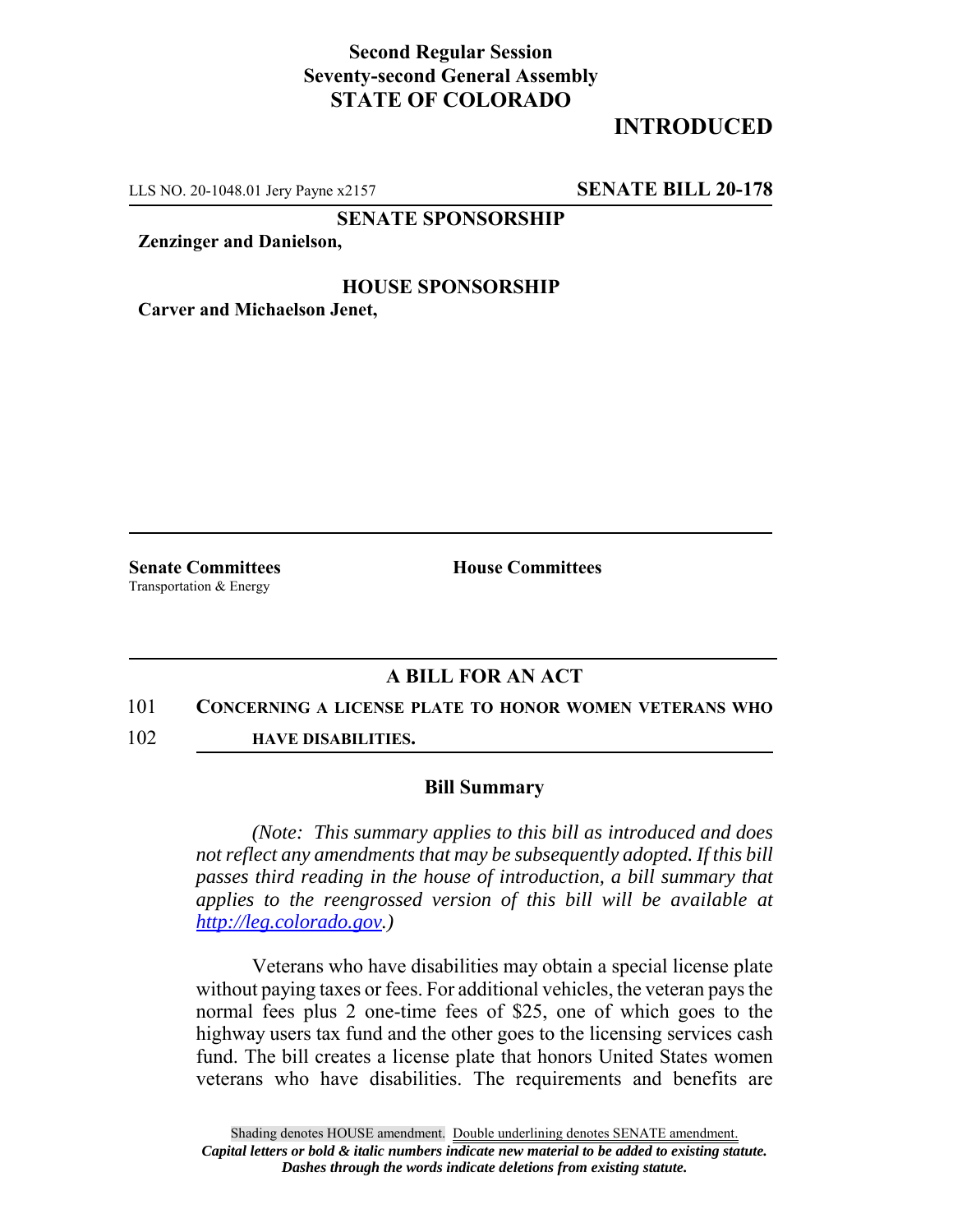**Second Regular Session**
**Seventy-second General Assembly**
**STATE OF COLORADO**

# INTRODUCED

LLS NO. 20-1048.01 Jery Payne x2157 **SENATE BILL 20-178**

**SENATE SPONSORSHIP**

**Zenzinger and Danielson,**

**HOUSE SPONSORSHIP**

**Carver and Michaelson Jenet,**

**Senate Committees**
Transportation & Energy

**House Committees**

## A BILL FOR AN ACT

101 **CONCERNING A LICENSE PLATE TO HONOR WOMEN VETERANS WHO**
102 **HAVE DISABILITIES.**

### Bill Summary

*(Note: This summary applies to this bill as introduced and does not reflect any amendments that may be subsequently adopted. If this bill passes third reading in the house of introduction, a bill summary that applies to the reengrossed version of this bill will be available at http://leg.colorado.gov.)*

Veterans who have disabilities may obtain a special license plate without paying taxes or fees. For additional vehicles, the veteran pays the normal fees plus 2 one-time fees of $25, one of which goes to the highway users tax fund and the other goes to the licensing services cash fund. The bill creates a license plate that honors United States women veterans who have disabilities. The requirements and benefits are

Shading denotes HOUSE amendment. Double underlining denotes SENATE amendment.
*Capital letters or bold & italic numbers indicate new material to be added to existing statute.*
*Dashes through the words indicate deletions from existing statute.*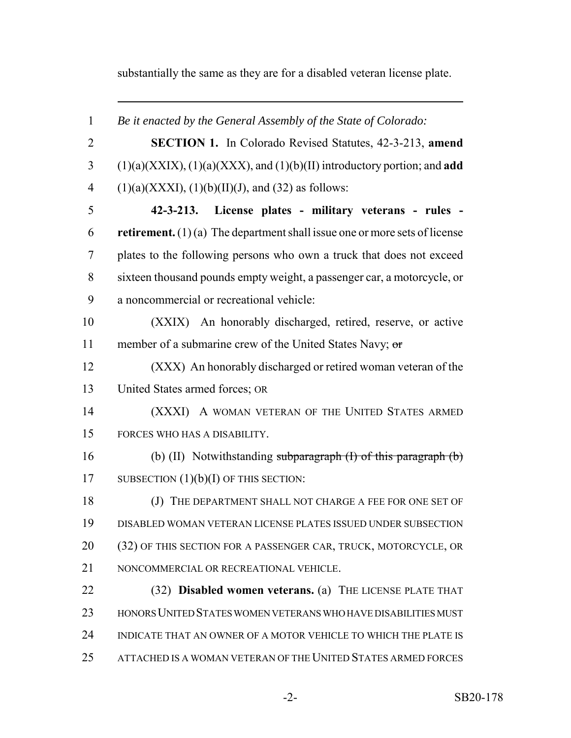substantially the same as they are for a disabled veteran license plate.

---

1 *Be it enacted by the General Assembly of the State of Colorado:*

2 **SECTION 1.** In Colorado Revised Statutes, 42-3-213, **amend**
3 (1)(a)(XXIX), (1)(a)(XXX), and (1)(b)(II) introductory portion; and **add**
4 (1)(a)(XXXI), (1)(b)(II)(J), and (32) as follows:

5 **42-3-213. License plates - military veterans - rules -**
6 **retirement.** (1) (a) The department shall issue one or more sets of license
7 plates to the following persons who own a truck that does not exceed
8 sixteen thousand pounds empty weight, a passenger car, a motorcycle, or
9 a noncommercial or recreational vehicle:

10 (XXIX) An honorably discharged, retired, reserve, or active
11 member of a submarine crew of the United States Navy; ~~or~~

12 (XXX) An honorably discharged or retired woman veteran of the
13 United States armed forces; OR

14 (XXXI) A WOMAN VETERAN OF THE UNITED STATES ARMED
15 FORCES WHO HAS A DISABILITY.

16 (b) (II) Notwithstanding ~~subparagraph (I) of this paragraph (b)~~
17 SUBSECTION (1)(b)(I) OF THIS SECTION:

18 (J) THE DEPARTMENT SHALL NOT CHARGE A FEE FOR ONE SET OF
19 DISABLED WOMAN VETERAN LICENSE PLATES ISSUED UNDER SUBSECTION
20 (32) OF THIS SECTION FOR A PASSENGER CAR, TRUCK, MOTORCYCLE, OR
21 NONCOMMERCIAL OR RECREATIONAL VEHICLE.

22 (32) **Disabled women veterans.** (a) THE LICENSE PLATE THAT
23 HONORS UNITED STATES WOMEN VETERANS WHO HAVE DISABILITIES MUST
24 INDICATE THAT AN OWNER OF A MOTOR VEHICLE TO WHICH THE PLATE IS
25 ATTACHED IS A WOMAN VETERAN OF THE UNITED STATES ARMED FORCES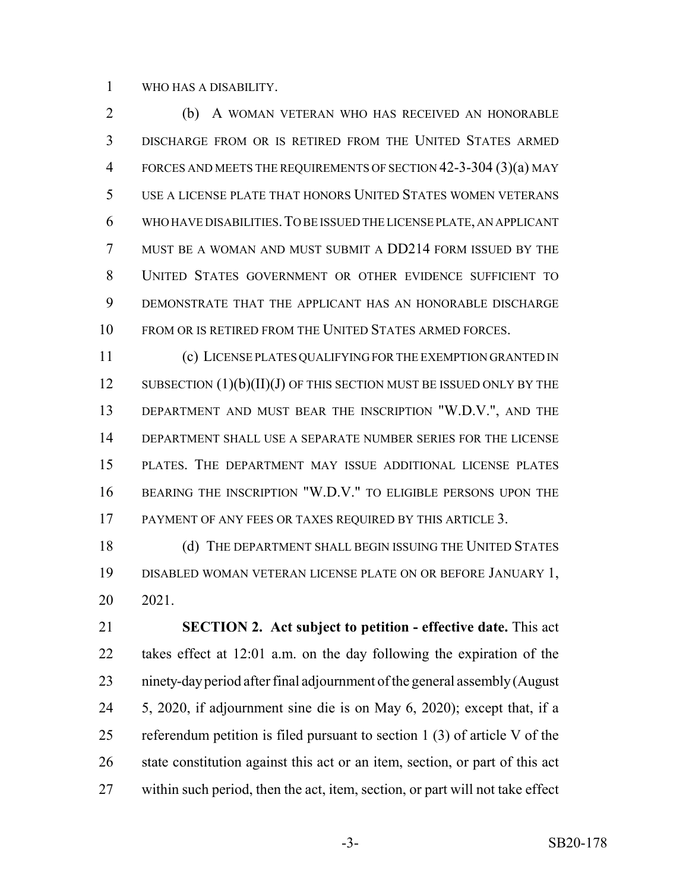WHO HAS A DISABILITY.

(b) A WOMAN VETERAN WHO HAS RECEIVED AN HONORABLE DISCHARGE FROM OR IS RETIRED FROM THE UNITED STATES ARMED FORCES AND MEETS THE REQUIREMENTS OF SECTION 42-3-304 (3)(a) MAY USE A LICENSE PLATE THAT HONORS UNITED STATES WOMEN VETERANS WHO HAVE DISABILITIES. TO BE ISSUED THE LICENSE PLATE, AN APPLICANT MUST BE A WOMAN AND MUST SUBMIT A DD214 FORM ISSUED BY THE UNITED STATES GOVERNMENT OR OTHER EVIDENCE SUFFICIENT TO DEMONSTRATE THAT THE APPLICANT HAS AN HONORABLE DISCHARGE FROM OR IS RETIRED FROM THE UNITED STATES ARMED FORCES.

(c) LICENSE PLATES QUALIFYING FOR THE EXEMPTION GRANTED IN SUBSECTION (1)(b)(II)(J) OF THIS SECTION MUST BE ISSUED ONLY BY THE DEPARTMENT AND MUST BEAR THE INSCRIPTION "W.D.V.", AND THE DEPARTMENT SHALL USE A SEPARATE NUMBER SERIES FOR THE LICENSE PLATES. THE DEPARTMENT MAY ISSUE ADDITIONAL LICENSE PLATES BEARING THE INSCRIPTION "W.D.V." TO ELIGIBLE PERSONS UPON THE PAYMENT OF ANY FEES OR TAXES REQUIRED BY THIS ARTICLE 3.

(d) THE DEPARTMENT SHALL BEGIN ISSUING THE UNITED STATES DISABLED WOMAN VETERAN LICENSE PLATE ON OR BEFORE JANUARY 1, 2021.

**SECTION 2. Act subject to petition - effective date.** This act takes effect at 12:01 a.m. on the day following the expiration of the ninety-day period after final adjournment of the general assembly (August 5, 2020, if adjournment sine die is on May 6, 2020); except that, if a referendum petition is filed pursuant to section 1 (3) of article V of the state constitution against this act or an item, section, or part of this act within such period, then the act, item, section, or part will not take effect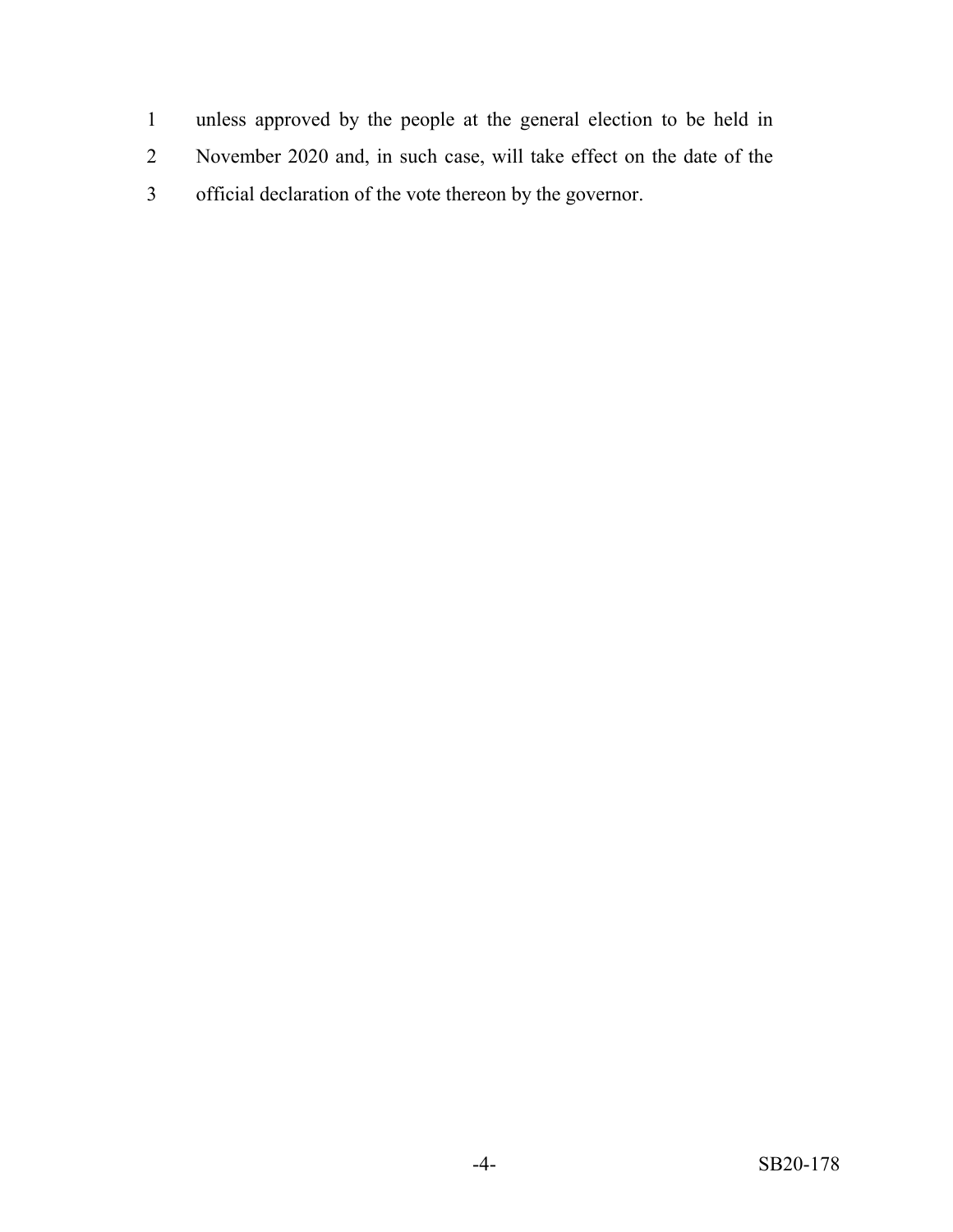unless approved by the people at the general election to be held in November 2020 and, in such case, will take effect on the date of the official declaration of the vote thereon by the governor.